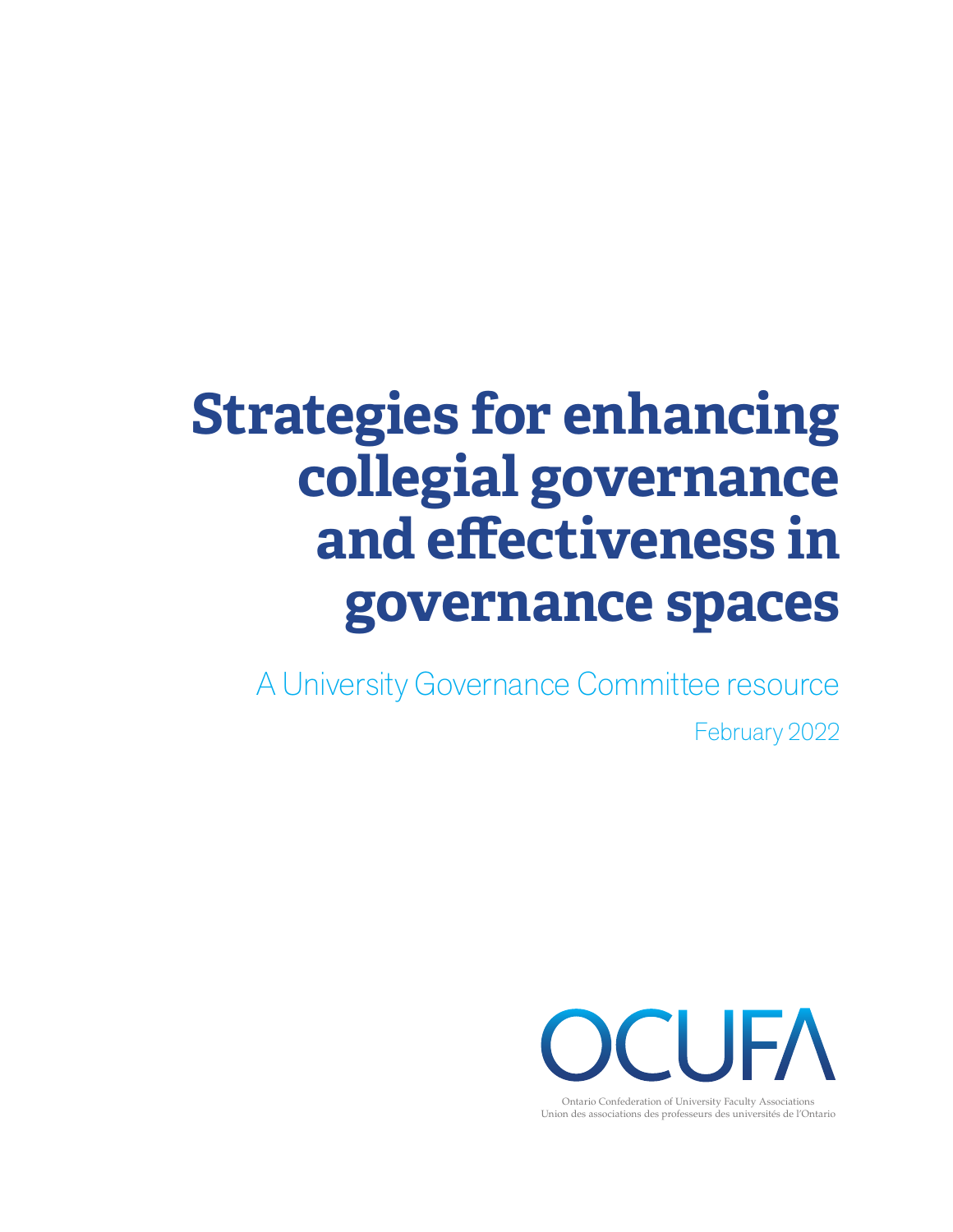# Strategies for enhancing collegial governance and effectiveness in governance spaces

A University Governance Committee resource

February 2022

OCUFA

Ontario Confederation of University Faculty Associations
Union des associations des professeurs des universités de l'Ontario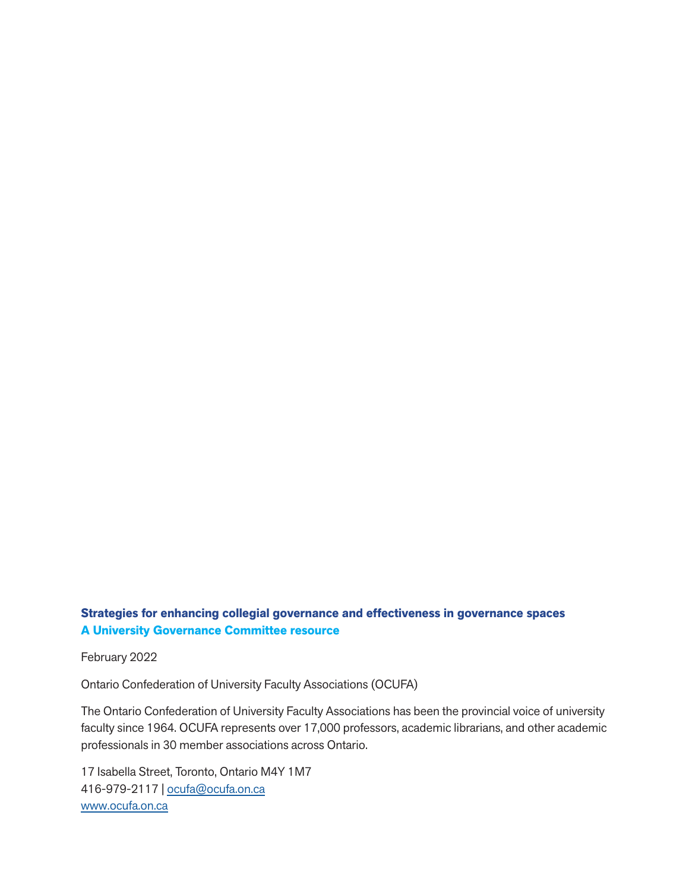**Strategies for enhancing collegial governance and effectiveness in governance spaces**
**A University Governance Committee resource**

February 2022

Ontario Confederation of University Faculty Associations (OCUFA)

The Ontario Confederation of University Faculty Associations has been the provincial voice of university faculty since 1964. OCUFA represents over 17,000 professors, academic librarians, and other academic professionals in 30 member associations across Ontario.

17 Isabella Street, Toronto, Ontario M4Y 1M7
416-979-2117 | ocufa@ocufa.on.ca
www.ocufa.on.ca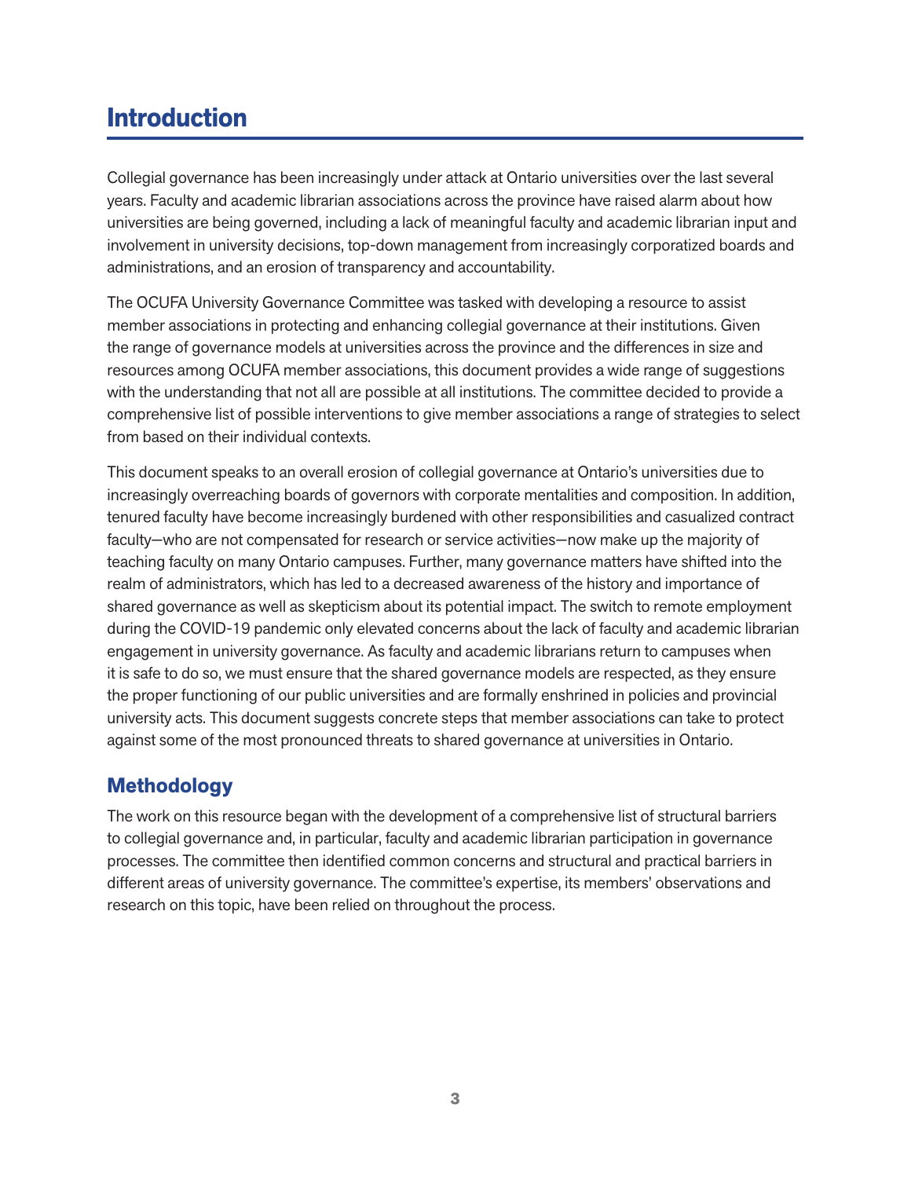# Introduction

Collegial governance has been increasingly under attack at Ontario universities over the last several years. Faculty and academic librarian associations across the province have raised alarm about how universities are being governed, including a lack of meaningful faculty and academic librarian input and involvement in university decisions, top-down management from increasingly corporatized boards and administrations, and an erosion of transparency and accountability.

The OCUFA University Governance Committee was tasked with developing a resource to assist member associations in protecting and enhancing collegial governance at their institutions. Given the range of governance models at universities across the province and the differences in size and resources among OCUFA member associations, this document provides a wide range of suggestions with the understanding that not all are possible at all institutions. The committee decided to provide a comprehensive list of possible interventions to give member associations a range of strategies to select from based on their individual contexts.

This document speaks to an overall erosion of collegial governance at Ontario's universities due to increasingly overreaching boards of governors with corporate mentalities and composition. In addition, tenured faculty have become increasingly burdened with other responsibilities and casualized contract faculty—who are not compensated for research or service activities—now make up the majority of teaching faculty on many Ontario campuses. Further, many governance matters have shifted into the realm of administrators, which has led to a decreased awareness of the history and importance of shared governance as well as skepticism about its potential impact. The switch to remote employment during the COVID-19 pandemic only elevated concerns about the lack of faculty and academic librarian engagement in university governance. As faculty and academic librarians return to campuses when it is safe to do so, we must ensure that the shared governance models are respected, as they ensure the proper functioning of our public universities and are formally enshrined in policies and provincial university acts. This document suggests concrete steps that member associations can take to protect against some of the most pronounced threats to shared governance at universities in Ontario.

## Methodology

The work on this resource began with the development of a comprehensive list of structural barriers to collegial governance and, in particular, faculty and academic librarian participation in governance processes. The committee then identified common concerns and structural and practical barriers in different areas of university governance. The committee's expertise, its members' observations and research on this topic, have been relied on throughout the process.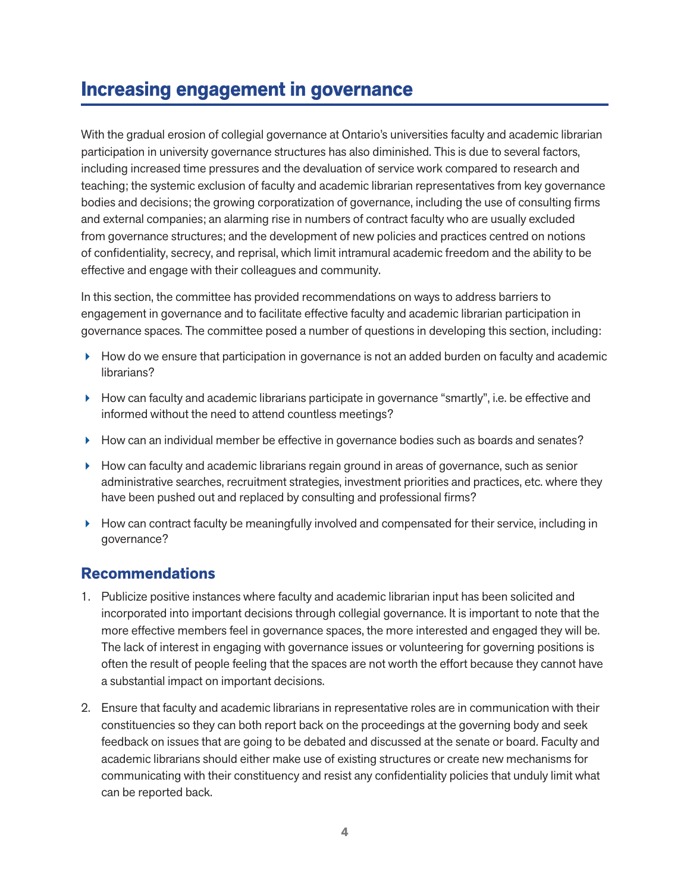## Increasing engagement in governance

With the gradual erosion of collegial governance at Ontario's universities faculty and academic librarian participation in university governance structures has also diminished. This is due to several factors, including increased time pressures and the devaluation of service work compared to research and teaching; the systemic exclusion of faculty and academic librarian representatives from key governance bodies and decisions; the growing corporatization of governance, including the use of consulting firms and external companies; an alarming rise in numbers of contract faculty who are usually excluded from governance structures; and the development of new policies and practices centred on notions of confidentiality, secrecy, and reprisal, which limit intramural academic freedom and the ability to be effective and engage with their colleagues and community.

In this section, the committee has provided recommendations on ways to address barriers to engagement in governance and to facilitate effective faculty and academic librarian participation in governance spaces. The committee posed a number of questions in developing this section, including:

- How do we ensure that participation in governance is not an added burden on faculty and academic librarians?
- How can faculty and academic librarians participate in governance "smartly", i.e. be effective and informed without the need to attend countless meetings?
- How can an individual member be effective in governance bodies such as boards and senates?
- How can faculty and academic librarians regain ground in areas of governance, such as senior administrative searches, recruitment strategies, investment priorities and practices, etc. where they have been pushed out and replaced by consulting and professional firms?
- How can contract faculty be meaningfully involved and compensated for their service, including in governance?

### Recommendations

1. Publicize positive instances where faculty and academic librarian input has been solicited and incorporated into important decisions through collegial governance. It is important to note that the more effective members feel in governance spaces, the more interested and engaged they will be. The lack of interest in engaging with governance issues or volunteering for governing positions is often the result of people feeling that the spaces are not worth the effort because they cannot have a substantial impact on important decisions.
2. Ensure that faculty and academic librarians in representative roles are in communication with their constituencies so they can both report back on the proceedings at the governing body and seek feedback on issues that are going to be debated and discussed at the senate or board. Faculty and academic librarians should either make use of existing structures or create new mechanisms for communicating with their constituency and resist any confidentiality policies that unduly limit what can be reported back.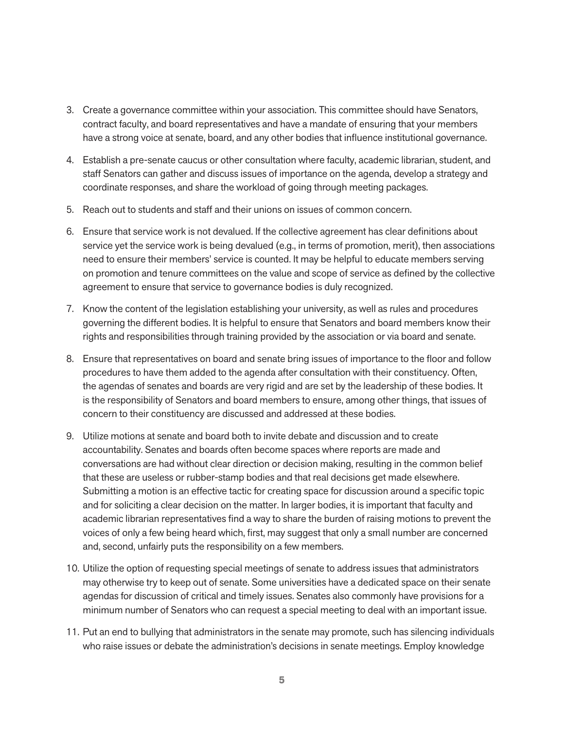3. Create a governance committee within your association. This committee should have Senators, contract faculty, and board representatives and have a mandate of ensuring that your members have a strong voice at senate, board, and any other bodies that influence institutional governance.

4. Establish a pre-senate caucus or other consultation where faculty, academic librarian, student, and staff Senators can gather and discuss issues of importance on the agenda, develop a strategy and coordinate responses, and share the workload of going through meeting packages.

5. Reach out to students and staff and their unions on issues of common concern.

6. Ensure that service work is not devalued. If the collective agreement has clear definitions about service yet the service work is being devalued (e.g., in terms of promotion, merit), then associations need to ensure their members' service is counted. It may be helpful to educate members serving on promotion and tenure committees on the value and scope of service as defined by the collective agreement to ensure that service to governance bodies is duly recognized.

7. Know the content of the legislation establishing your university, as well as rules and procedures governing the different bodies. It is helpful to ensure that Senators and board members know their rights and responsibilities through training provided by the association or via board and senate.

8. Ensure that representatives on board and senate bring issues of importance to the floor and follow procedures to have them added to the agenda after consultation with their constituency. Often, the agendas of senates and boards are very rigid and are set by the leadership of these bodies. It is the responsibility of Senators and board members to ensure, among other things, that issues of concern to their constituency are discussed and addressed at these bodies.

9. Utilize motions at senate and board both to invite debate and discussion and to create accountability. Senates and boards often become spaces where reports are made and conversations are had without clear direction or decision making, resulting in the common belief that these are useless or rubber-stamp bodies and that real decisions get made elsewhere. Submitting a motion is an effective tactic for creating space for discussion around a specific topic and for soliciting a clear decision on the matter. In larger bodies, it is important that faculty and academic librarian representatives find a way to share the burden of raising motions to prevent the voices of only a few being heard which, first, may suggest that only a small number are concerned and, second, unfairly puts the responsibility on a few members.

10. Utilize the option of requesting special meetings of senate to address issues that administrators may otherwise try to keep out of senate. Some universities have a dedicated space on their senate agendas for discussion of critical and timely issues. Senates also commonly have provisions for a minimum number of Senators who can request a special meeting to deal with an important issue.

11. Put an end to bullying that administrators in the senate may promote, such has silencing individuals who raise issues or debate the administration's decisions in senate meetings. Employ knowledge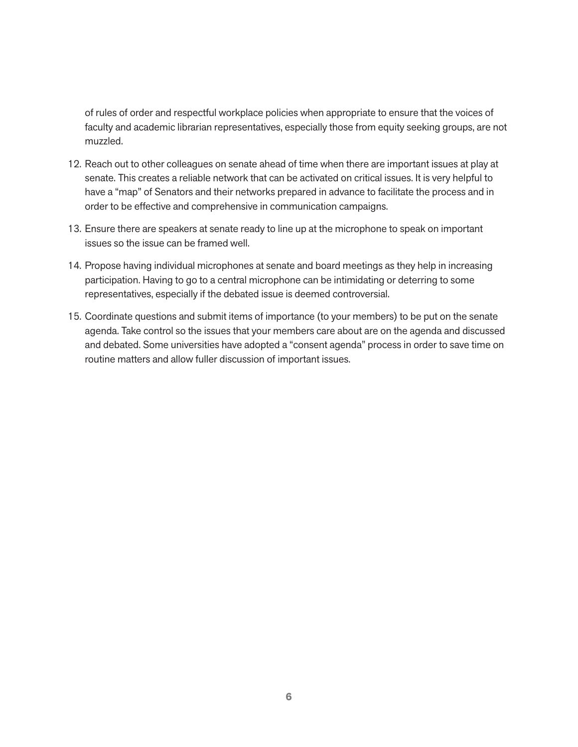of rules of order and respectful workplace policies when appropriate to ensure that the voices of faculty and academic librarian representatives, especially those from equity seeking groups, are not muzzled.

12. Reach out to other colleagues on senate ahead of time when there are important issues at play at senate. This creates a reliable network that can be activated on critical issues. It is very helpful to have a “map” of Senators and their networks prepared in advance to facilitate the process and in order to be effective and comprehensive in communication campaigns.

13. Ensure there are speakers at senate ready to line up at the microphone to speak on important issues so the issue can be framed well.

14. Propose having individual microphones at senate and board meetings as they help in increasing participation. Having to go to a central microphone can be intimidating or deterring to some representatives, especially if the debated issue is deemed controversial.

15. Coordinate questions and submit items of importance (to your members) to be put on the senate agenda. Take control so the issues that your members care about are on the agenda and discussed and debated. Some universities have adopted a “consent agenda” process in order to save time on routine matters and allow fuller discussion of important issues.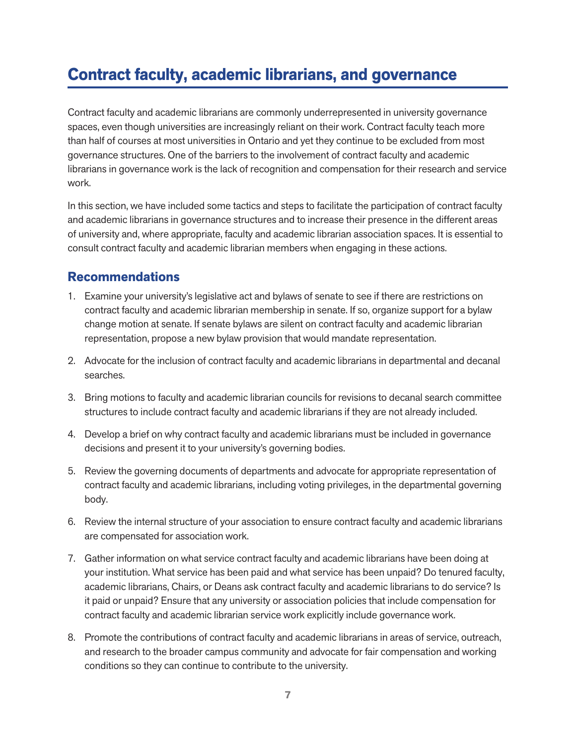## Contract faculty, academic librarians, and governance

Contract faculty and academic librarians are commonly underrepresented in university governance spaces, even though universities are increasingly reliant on their work. Contract faculty teach more than half of courses at most universities in Ontario and yet they continue to be excluded from most governance structures. One of the barriers to the involvement of contract faculty and academic librarians in governance work is the lack of recognition and compensation for their research and service work.

In this section, we have included some tactics and steps to facilitate the participation of contract faculty and academic librarians in governance structures and to increase their presence in the different areas of university and, where appropriate, faculty and academic librarian association spaces. It is essential to consult contract faculty and academic librarian members when engaging in these actions.

### Recommendations

1. Examine your university's legislative act and bylaws of senate to see if there are restrictions on contract faculty and academic librarian membership in senate. If so, organize support for a bylaw change motion at senate. If senate bylaws are silent on contract faculty and academic librarian representation, propose a new bylaw provision that would mandate representation.
2. Advocate for the inclusion of contract faculty and academic librarians in departmental and decanal searches.
3. Bring motions to faculty and academic librarian councils for revisions to decanal search committee structures to include contract faculty and academic librarians if they are not already included.
4. Develop a brief on why contract faculty and academic librarians must be included in governance decisions and present it to your university's governing bodies.
5. Review the governing documents of departments and advocate for appropriate representation of contract faculty and academic librarians, including voting privileges, in the departmental governing body.
6. Review the internal structure of your association to ensure contract faculty and academic librarians are compensated for association work.
7. Gather information on what service contract faculty and academic librarians have been doing at your institution. What service has been paid and what service has been unpaid? Do tenured faculty, academic librarians, Chairs, or Deans ask contract faculty and academic librarians to do service? Is it paid or unpaid? Ensure that any university or association policies that include compensation for contract faculty and academic librarian service work explicitly include governance work.
8. Promote the contributions of contract faculty and academic librarians in areas of service, outreach, and research to the broader campus community and advocate for fair compensation and working conditions so they can continue to contribute to the university.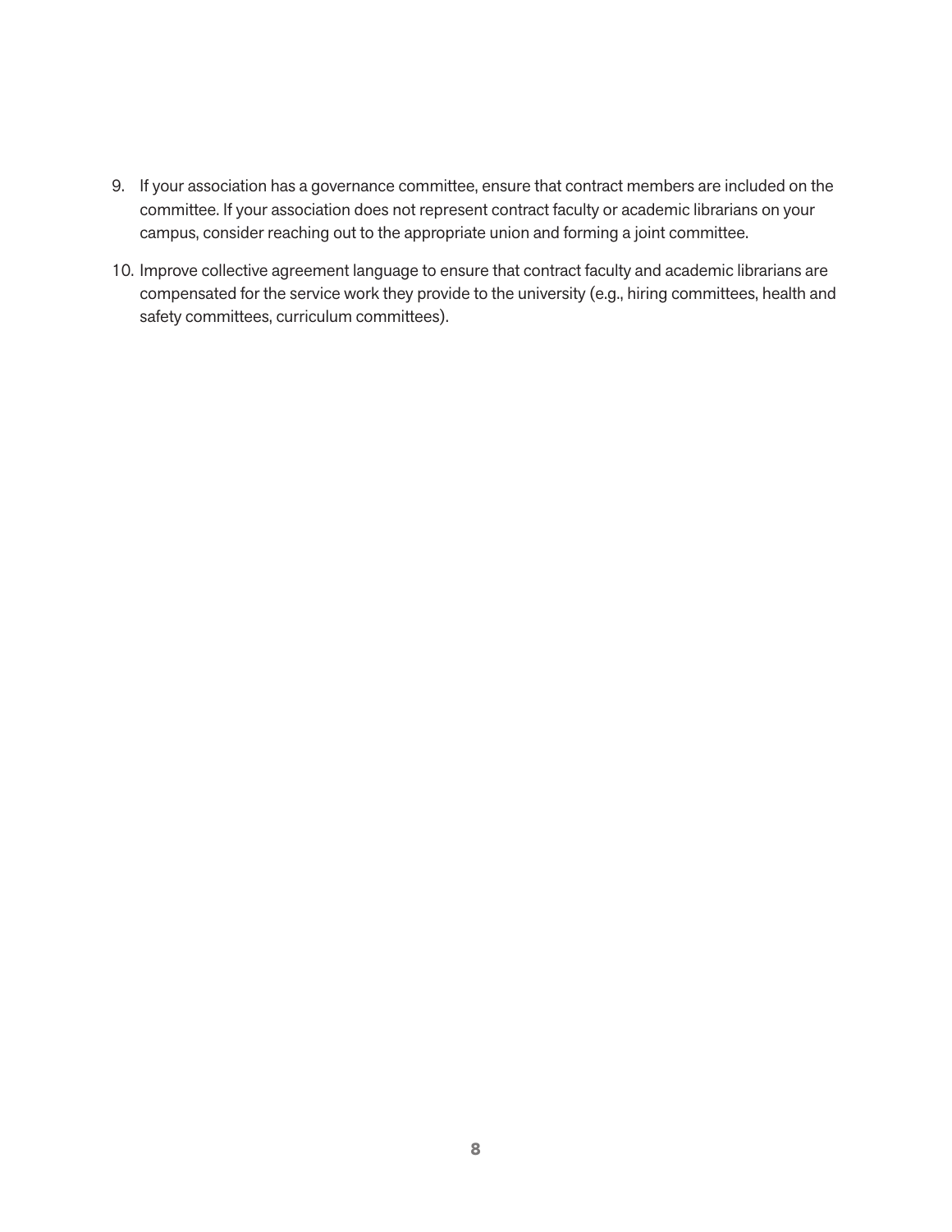9. If your association has a governance committee, ensure that contract members are included on the committee. If your association does not represent contract faculty or academic librarians on your campus, consider reaching out to the appropriate union and forming a joint committee.

10. Improve collective agreement language to ensure that contract faculty and academic librarians are compensated for the service work they provide to the university (e.g., hiring committees, health and safety committees, curriculum committees).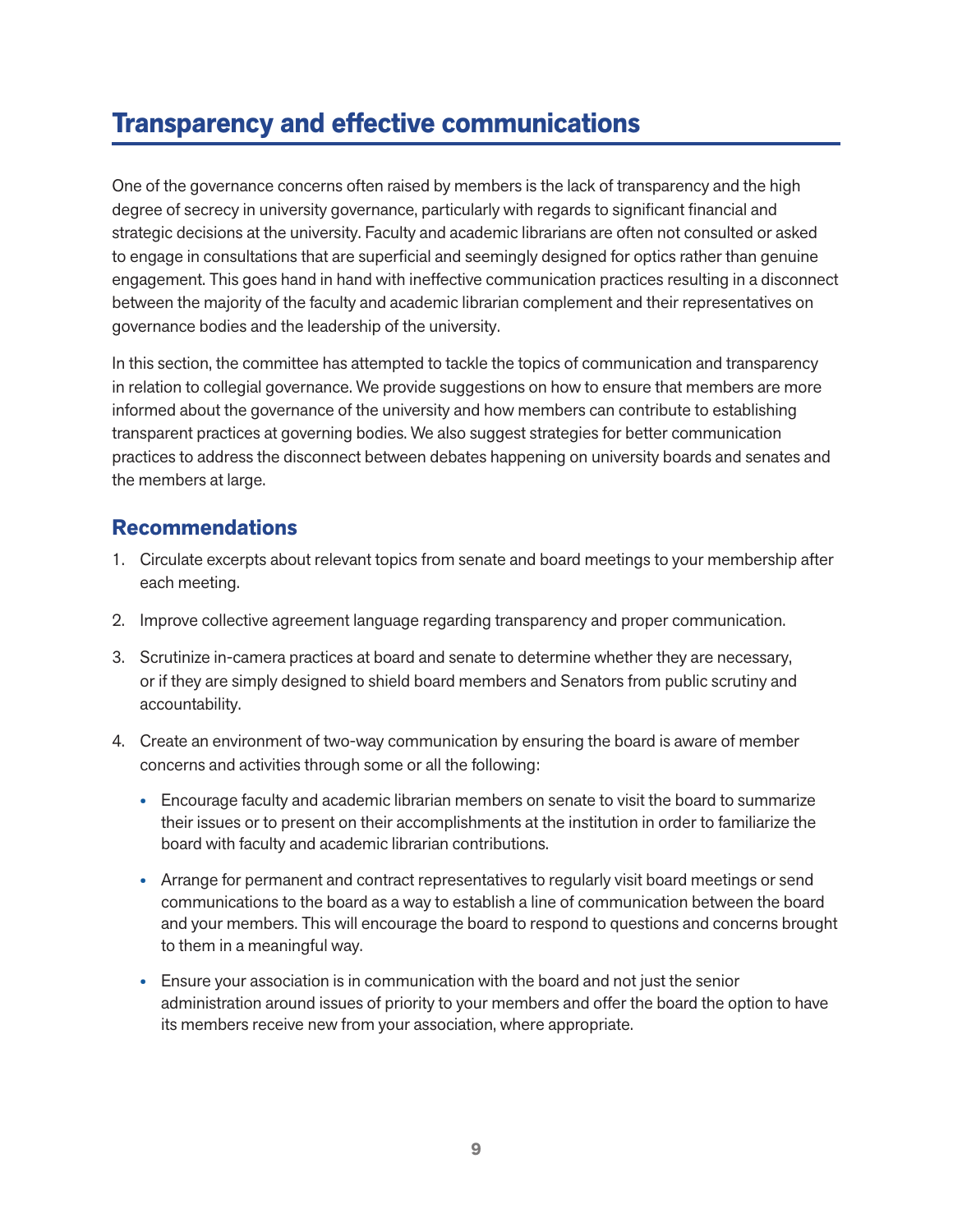## Transparency and effective communications

One of the governance concerns often raised by members is the lack of transparency and the high degree of secrecy in university governance, particularly with regards to significant financial and strategic decisions at the university. Faculty and academic librarians are often not consulted or asked to engage in consultations that are superficial and seemingly designed for optics rather than genuine engagement. This goes hand in hand with ineffective communication practices resulting in a disconnect between the majority of the faculty and academic librarian complement and their representatives on governance bodies and the leadership of the university.

In this section, the committee has attempted to tackle the topics of communication and transparency in relation to collegial governance. We provide suggestions on how to ensure that members are more informed about the governance of the university and how members can contribute to establishing transparent practices at governing bodies. We also suggest strategies for better communication practices to address the disconnect between debates happening on university boards and senates and the members at large.

### Recommendations

1. Circulate excerpts about relevant topics from senate and board meetings to your membership after each meeting.
2. Improve collective agreement language regarding transparency and proper communication.
3. Scrutinize in-camera practices at board and senate to determine whether they are necessary, or if they are simply designed to shield board members and Senators from public scrutiny and accountability.
4. Create an environment of two-way communication by ensuring the board is aware of member concerns and activities through some or all the following:
   - Encourage faculty and academic librarian members on senate to visit the board to summarize their issues or to present on their accomplishments at the institution in order to familiarize the board with faculty and academic librarian contributions.
   - Arrange for permanent and contract representatives to regularly visit board meetings or send communications to the board as a way to establish a line of communication between the board and your members. This will encourage the board to respond to questions and concerns brought to them in a meaningful way.
   - Ensure your association is in communication with the board and not just the senior administration around issues of priority to your members and offer the board the option to have its members receive new from your association, where appropriate.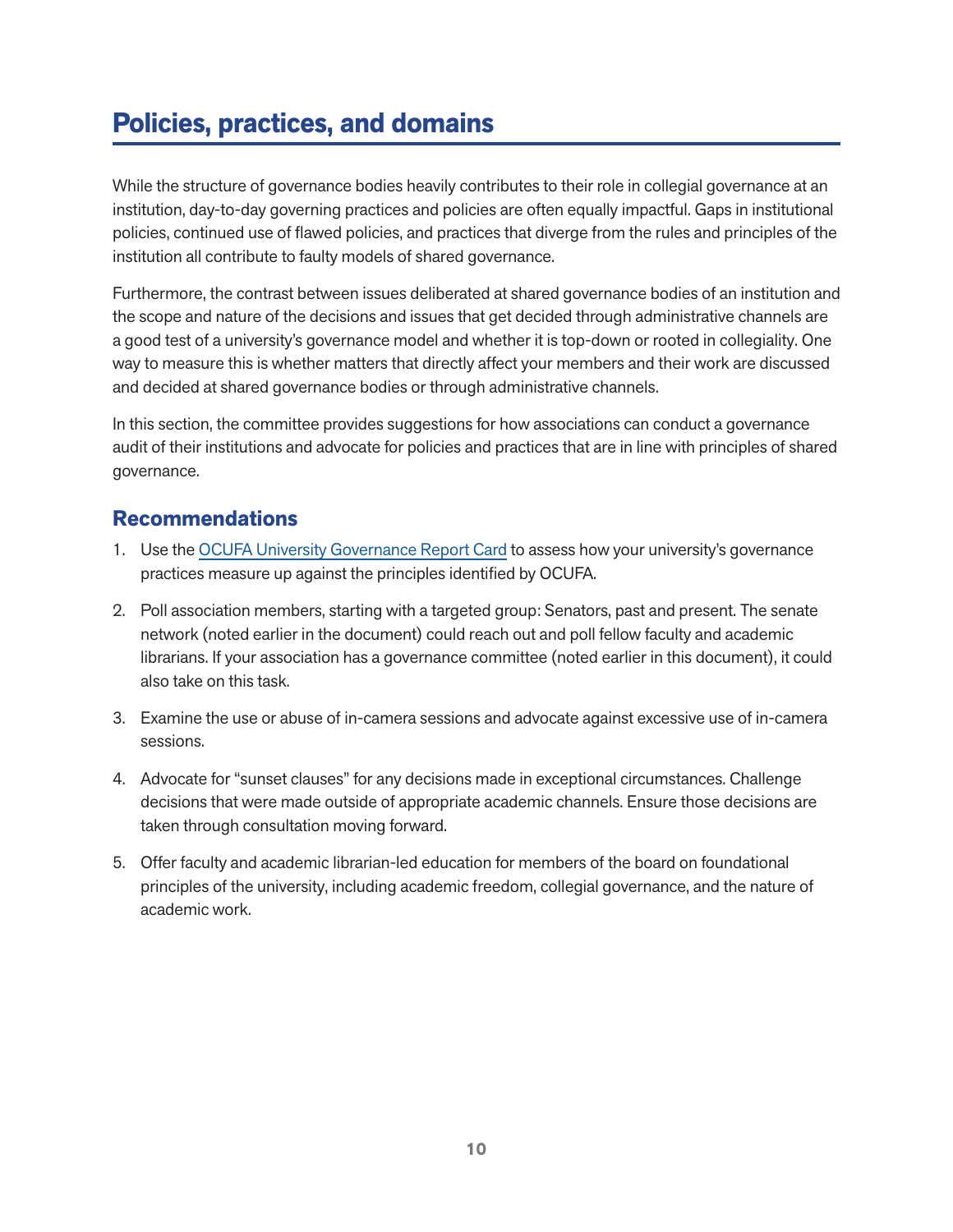## Policies, practices, and domains

While the structure of governance bodies heavily contributes to their role in collegial governance at an institution, day-to-day governing practices and policies are often equally impactful. Gaps in institutional policies, continued use of flawed policies, and practices that diverge from the rules and principles of the institution all contribute to faulty models of shared governance.

Furthermore, the contrast between issues deliberated at shared governance bodies of an institution and the scope and nature of the decisions and issues that get decided through administrative channels are a good test of a university's governance model and whether it is top-down or rooted in collegiality. One way to measure this is whether matters that directly affect your members and their work are discussed and decided at shared governance bodies or through administrative channels.

In this section, the committee provides suggestions for how associations can conduct a governance audit of their institutions and advocate for policies and practices that are in line with principles of shared governance.

### Recommendations

1. Use the OCUFA University Governance Report Card to assess how your university's governance practices measure up against the principles identified by OCUFA.
2. Poll association members, starting with a targeted group: Senators, past and present. The senate network (noted earlier in the document) could reach out and poll fellow faculty and academic librarians. If your association has a governance committee (noted earlier in this document), it could also take on this task.
3. Examine the use or abuse of in-camera sessions and advocate against excessive use of in-camera sessions.
4. Advocate for "sunset clauses" for any decisions made in exceptional circumstances. Challenge decisions that were made outside of appropriate academic channels. Ensure those decisions are taken through consultation moving forward.
5. Offer faculty and academic librarian-led education for members of the board on foundational principles of the university, including academic freedom, collegial governance, and the nature of academic work.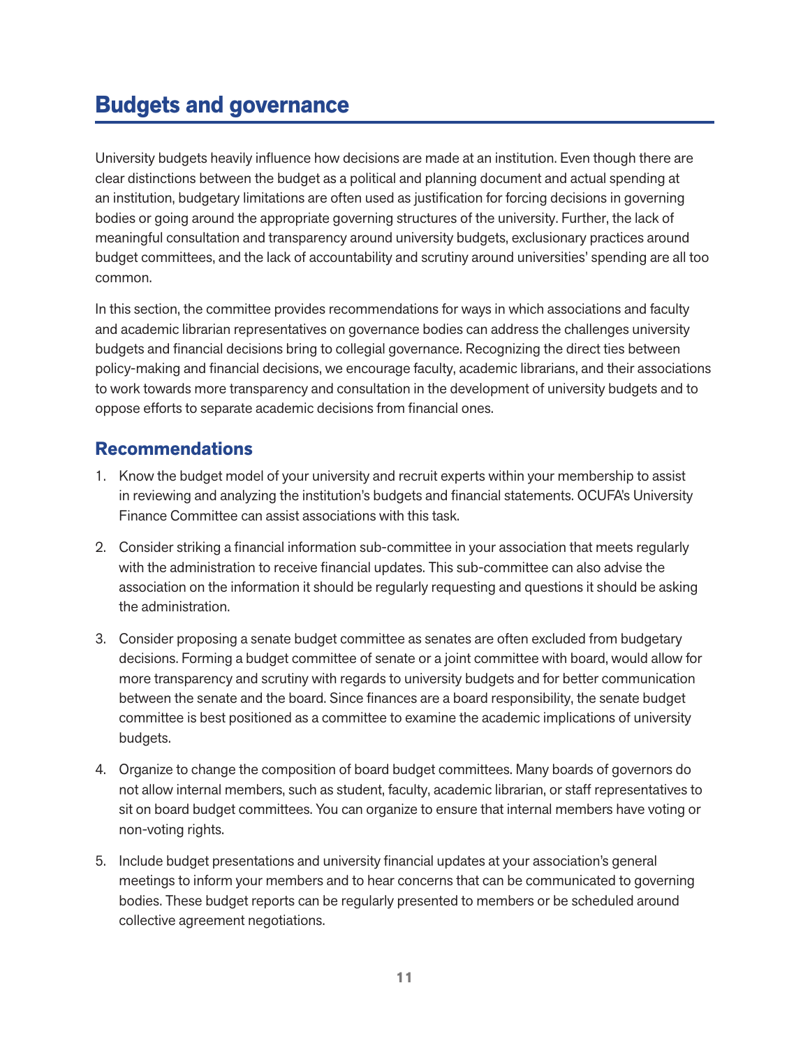# Budgets and governance

University budgets heavily influence how decisions are made at an institution. Even though there are clear distinctions between the budget as a political and planning document and actual spending at an institution, budgetary limitations are often used as justification for forcing decisions in governing bodies or going around the appropriate governing structures of the university. Further, the lack of meaningful consultation and transparency around university budgets, exclusionary practices around budget committees, and the lack of accountability and scrutiny around universities' spending are all too common.

In this section, the committee provides recommendations for ways in which associations and faculty and academic librarian representatives on governance bodies can address the challenges university budgets and financial decisions bring to collegial governance. Recognizing the direct ties between policy-making and financial decisions, we encourage faculty, academic librarians, and their associations to work towards more transparency and consultation in the development of university budgets and to oppose efforts to separate academic decisions from financial ones.

## Recommendations

1. Know the budget model of your university and recruit experts within your membership to assist in reviewing and analyzing the institution's budgets and financial statements. OCUFA's University Finance Committee can assist associations with this task.
2. Consider striking a financial information sub-committee in your association that meets regularly with the administration to receive financial updates. This sub-committee can also advise the association on the information it should be regularly requesting and questions it should be asking the administration.
3. Consider proposing a senate budget committee as senates are often excluded from budgetary decisions. Forming a budget committee of senate or a joint committee with board, would allow for more transparency and scrutiny with regards to university budgets and for better communication between the senate and the board. Since finances are a board responsibility, the senate budget committee is best positioned as a committee to examine the academic implications of university budgets.
4. Organize to change the composition of board budget committees. Many boards of governors do not allow internal members, such as student, faculty, academic librarian, or staff representatives to sit on board budget committees. You can organize to ensure that internal members have voting or non-voting rights.
5. Include budget presentations and university financial updates at your association's general meetings to inform your members and to hear concerns that can be communicated to governing bodies. These budget reports can be regularly presented to members or be scheduled around collective agreement negotiations.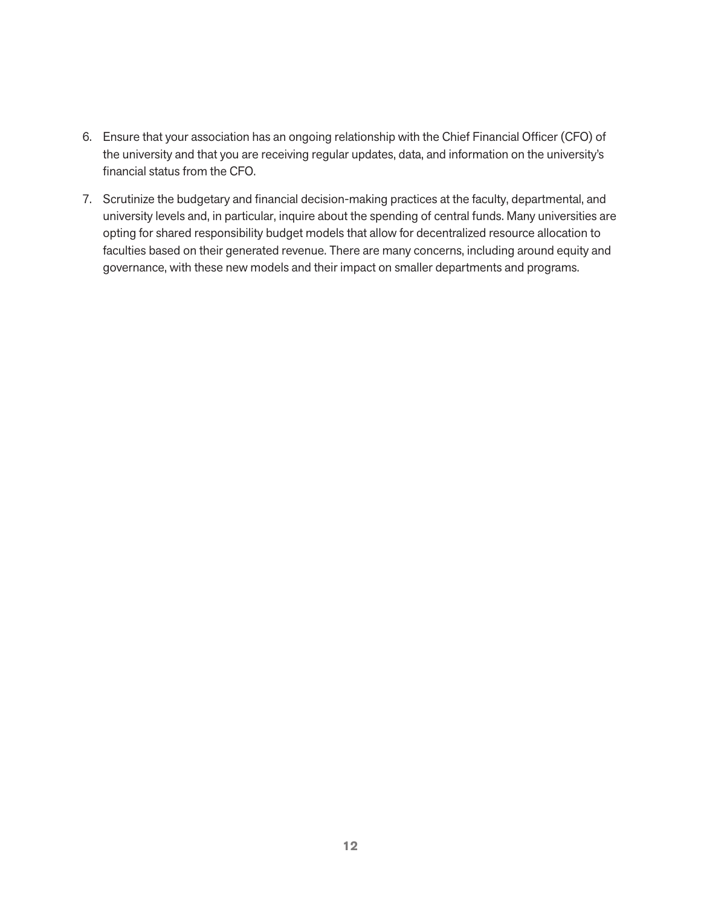6. Ensure that your association has an ongoing relationship with the Chief Financial Officer (CFO) of the university and that you are receiving regular updates, data, and information on the university's financial status from the CFO.

7. Scrutinize the budgetary and financial decision-making practices at the faculty, departmental, and university levels and, in particular, inquire about the spending of central funds. Many universities are opting for shared responsibility budget models that allow for decentralized resource allocation to faculties based on their generated revenue. There are many concerns, including around equity and governance, with these new models and their impact on smaller departments and programs.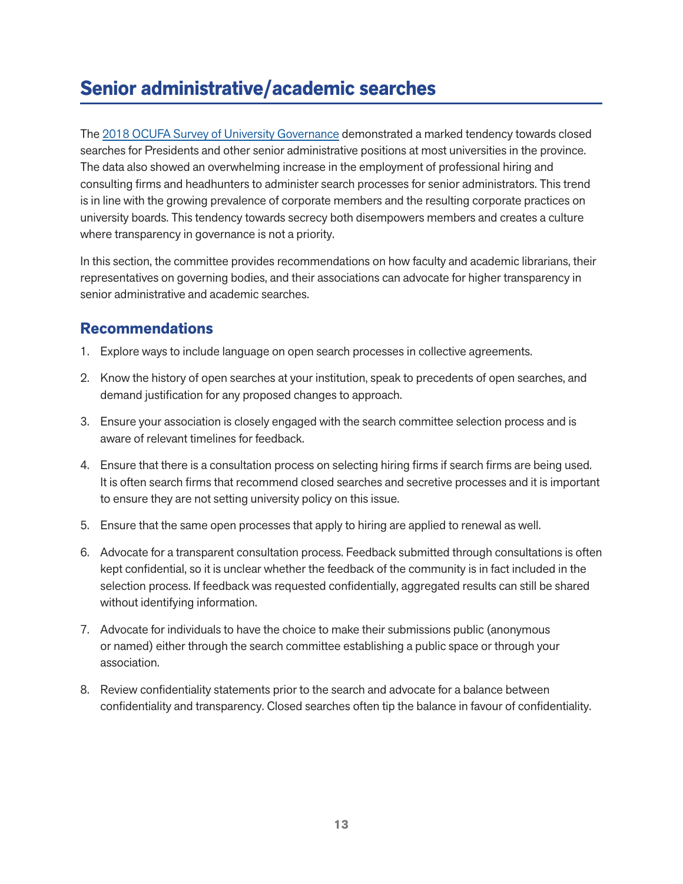# Senior administrative/academic searches

The [2018 OCUFA Survey of University Governance](#) demonstrated a marked tendency towards closed searches for Presidents and other senior administrative positions at most universities in the province. The data also showed an overwhelming increase in the employment of professional hiring and consulting firms and headhunters to administer search processes for senior administrators. This trend is in line with the growing prevalence of corporate members and the resulting corporate practices on university boards. This tendency towards secrecy both disempowers members and creates a culture where transparency in governance is not a priority.

In this section, the committee provides recommendations on how faculty and academic librarians, their representatives on governing bodies, and their associations can advocate for higher transparency in senior administrative and academic searches.

## Recommendations

1. Explore ways to include language on open search processes in collective agreements.
2. Know the history of open searches at your institution, speak to precedents of open searches, and demand justification for any proposed changes to approach.
3. Ensure your association is closely engaged with the search committee selection process and is aware of relevant timelines for feedback.
4. Ensure that there is a consultation process on selecting hiring firms if search firms are being used. It is often search firms that recommend closed searches and secretive processes and it is important to ensure they are not setting university policy on this issue.
5. Ensure that the same open processes that apply to hiring are applied to renewal as well.
6. Advocate for a transparent consultation process. Feedback submitted through consultations is often kept confidential, so it is unclear whether the feedback of the community is in fact included in the selection process. If feedback was requested confidentially, aggregated results can still be shared without identifying information.
7. Advocate for individuals to have the choice to make their submissions public (anonymous or named) either through the search committee establishing a public space or through your association.
8. Review confidentiality statements prior to the search and advocate for a balance between confidentiality and transparency. Closed searches often tip the balance in favour of confidentiality.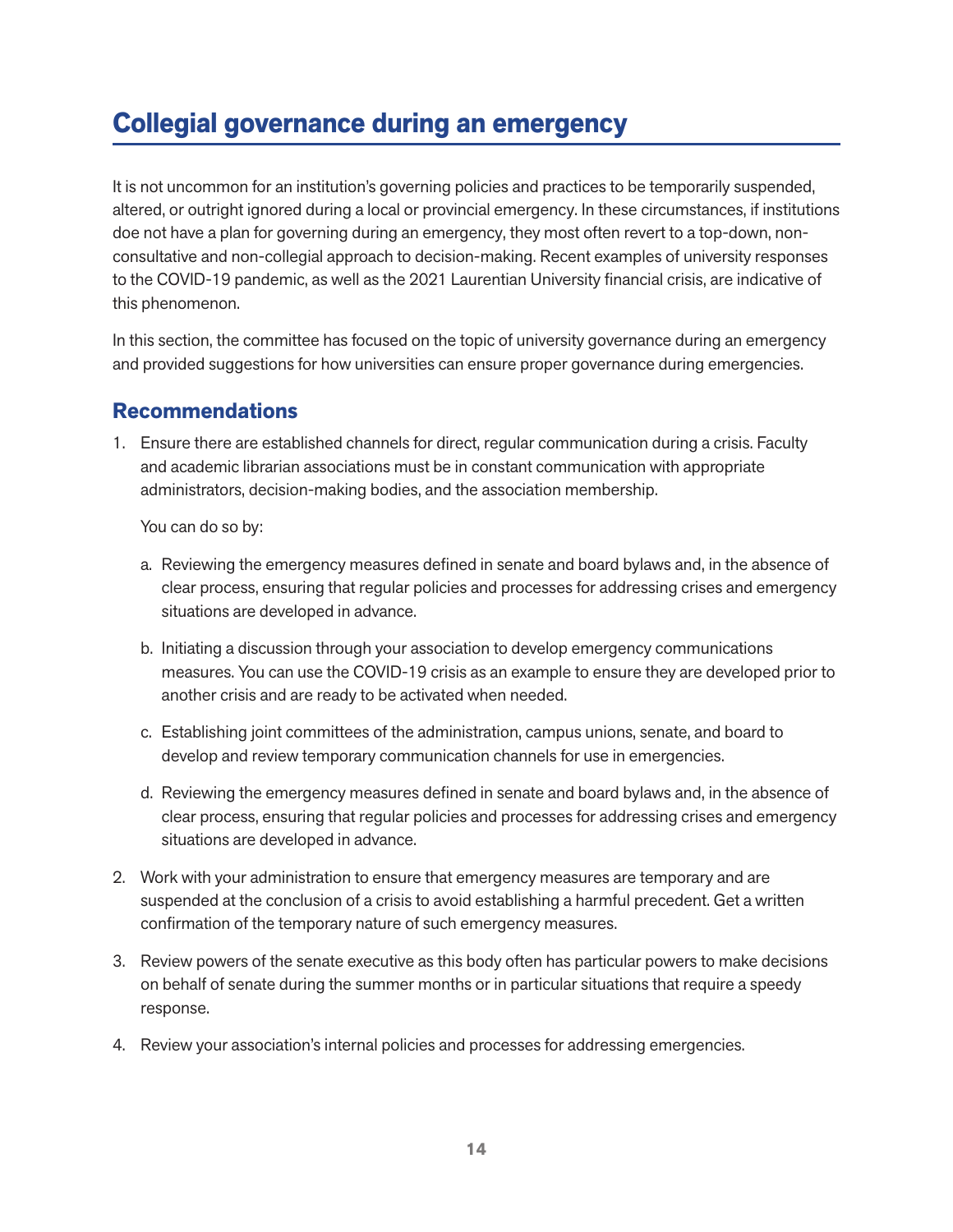# Collegial governance during an emergency

It is not uncommon for an institution's governing policies and practices to be temporarily suspended, altered, or outright ignored during a local or provincial emergency. In these circumstances, if institutions doe not have a plan for governing during an emergency, they most often revert to a top-down, non-consultative and non-collegial approach to decision-making. Recent examples of university responses to the COVID-19 pandemic, as well as the 2021 Laurentian University financial crisis, are indicative of this phenomenon.

In this section, the committee has focused on the topic of university governance during an emergency and provided suggestions for how universities can ensure proper governance during emergencies.

## Recommendations

1. Ensure there are established channels for direct, regular communication during a crisis. Faculty and academic librarian associations must be in constant communication with appropriate administrators, decision-making bodies, and the association membership.

   You can do so by:

   a. Reviewing the emergency measures defined in senate and board bylaws and, in the absence of clear process, ensuring that regular policies and processes for addressing crises and emergency situations are developed in advance.

   b. Initiating a discussion through your association to develop emergency communications measures. You can use the COVID-19 crisis as an example to ensure they are developed prior to another crisis and are ready to be activated when needed.

   c. Establishing joint committees of the administration, campus unions, senate, and board to develop and review temporary communication channels for use in emergencies.

   d. Reviewing the emergency measures defined in senate and board bylaws and, in the absence of clear process, ensuring that regular policies and processes for addressing crises and emergency situations are developed in advance.

2. Work with your administration to ensure that emergency measures are temporary and are suspended at the conclusion of a crisis to avoid establishing a harmful precedent. Get a written confirmation of the temporary nature of such emergency measures.

3. Review powers of the senate executive as this body often has particular powers to make decisions on behalf of senate during the summer months or in particular situations that require a speedy response.

4. Review your association's internal policies and processes for addressing emergencies.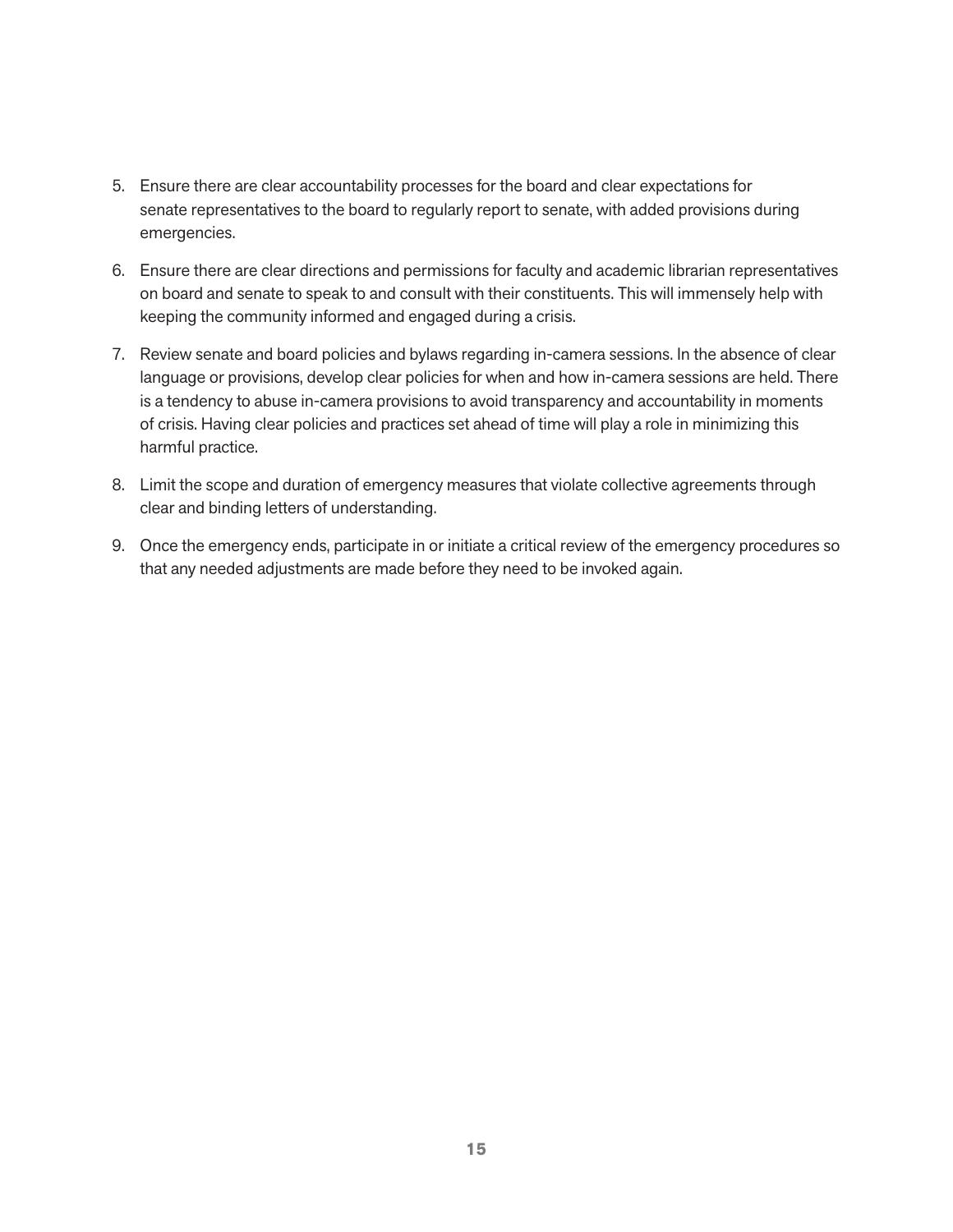5. Ensure there are clear accountability processes for the board and clear expectations for senate representatives to the board to regularly report to senate, with added provisions during emergencies.

6. Ensure there are clear directions and permissions for faculty and academic librarian representatives on board and senate to speak to and consult with their constituents. This will immensely help with keeping the community informed and engaged during a crisis.

7. Review senate and board policies and bylaws regarding in-camera sessions. In the absence of clear language or provisions, develop clear policies for when and how in-camera sessions are held. There is a tendency to abuse in-camera provisions to avoid transparency and accountability in moments of crisis. Having clear policies and practices set ahead of time will play a role in minimizing this harmful practice.

8. Limit the scope and duration of emergency measures that violate collective agreements through clear and binding letters of understanding.

9. Once the emergency ends, participate in or initiate a critical review of the emergency procedures so that any needed adjustments are made before they need to be invoked again.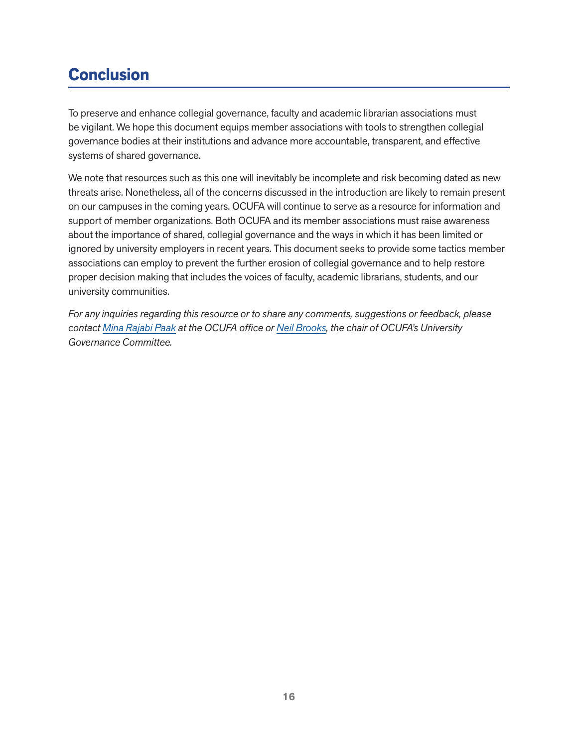## Conclusion

To preserve and enhance collegial governance, faculty and academic librarian associations must be vigilant. We hope this document equips member associations with tools to strengthen collegial governance bodies at their institutions and advance more accountable, transparent, and effective systems of shared governance.

We note that resources such as this one will inevitably be incomplete and risk becoming dated as new threats arise. Nonetheless, all of the concerns discussed in the introduction are likely to remain present on our campuses in the coming years. OCUFA will continue to serve as a resource for information and support of member organizations. Both OCUFA and its member associations must raise awareness about the importance of shared, collegial governance and the ways in which it has been limited or ignored by university employers in recent years. This document seeks to provide some tactics member associations can employ to prevent the further erosion of collegial governance and to help restore proper decision making that includes the voices of faculty, academic librarians, students, and our university communities.

*For any inquiries regarding this resource or to share any comments, suggestions or feedback, please contact Mina Rajabi Paak at the OCUFA office or Neil Brooks, the chair of OCUFA's University Governance Committee.*